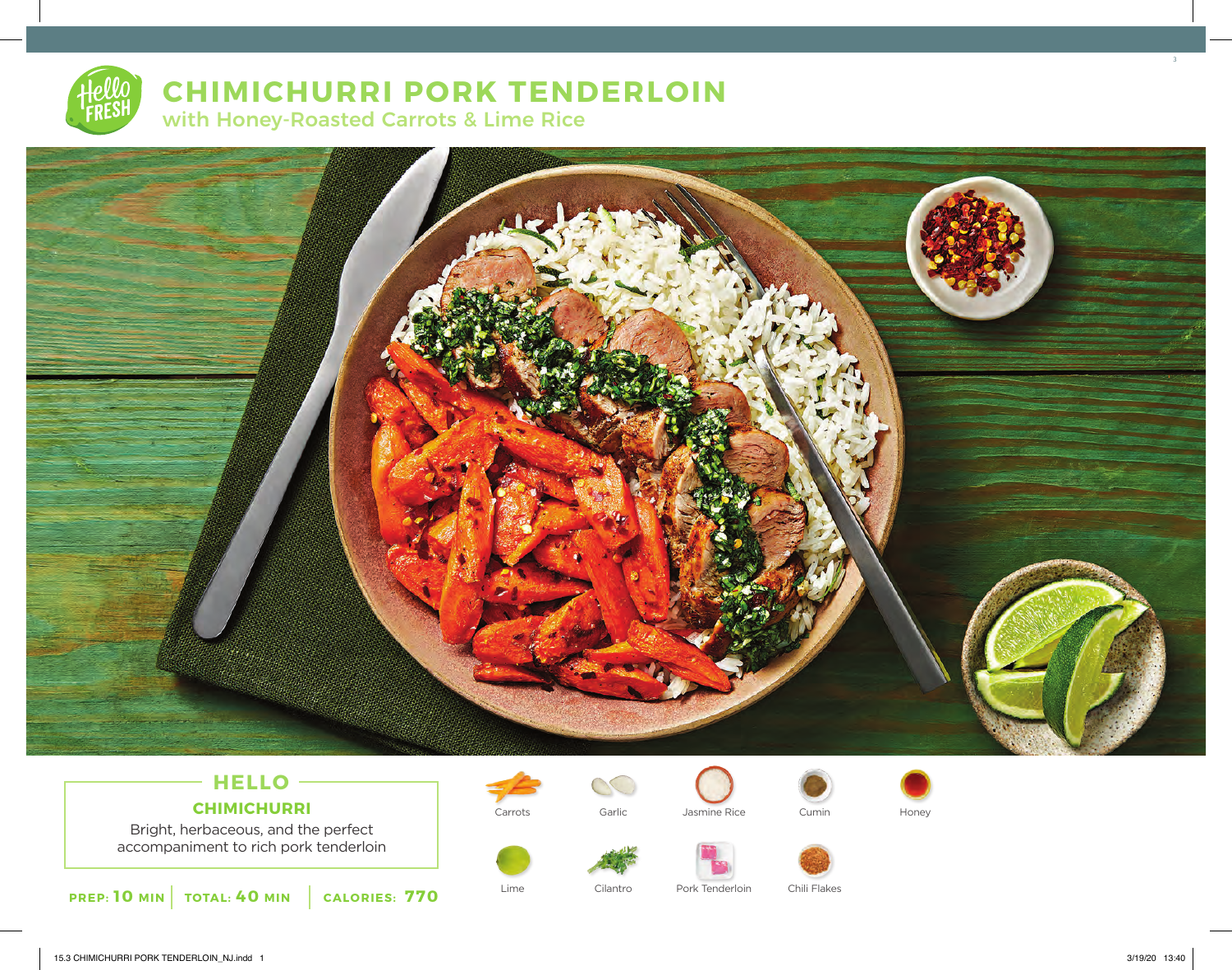# CHIMICHURRI PORK TENDERLOIN

## with Honey-Roasted Carrots & Lime Rice

### HELLO

**CHIMICHURRI**

Bright, herbaceous, and the perfect accompaniment to rich pork tenderloin

**PREP: 10 MIN** | **TOTAL: 40 MIN** | **CALORIES: 770**

- Carrots
- Garlic
- Jasmine Rice
- Cumin
- Honey
- Lime
- Cilantro
- Pork Tenderloin
- Chili Flakes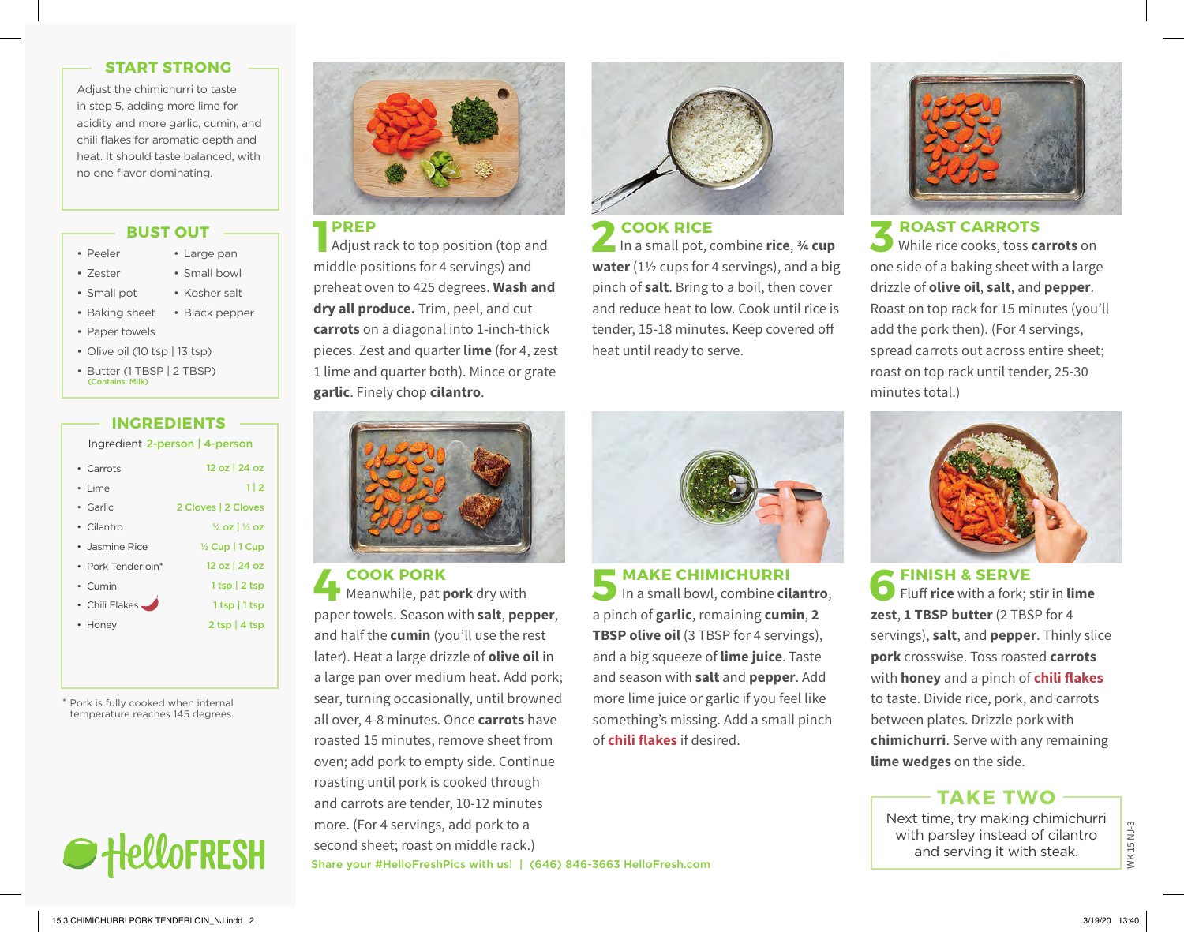## START STRONG

Adjust the chimichurri to taste in step 5, adding more lime for acidity and more garlic, cumin, and chili flakes for aromatic depth and heat. It should taste balanced, with no one flavor dominating.

## BUST OUT

- Peeler
- Zester
- Small pot
- Baking sheet
- Paper towels
- Olive oil (10 tsp | 13 tsp)
- Butter (1 TBSP | 2 TBSP) (Contains: Milk)
- Large pan
- Small bowl
- Kosher salt
- Black pepper

## INGREDIENTS

| Ingredient | 2-person \| 4-person |
|---|---|
| Carrots | 12 oz \| 24 oz |
| Lime | 1 \| 2 |
| Garlic | 2 Cloves \| 2 Cloves |
| Cilantro | ¼ oz \| ½ oz |
| Jasmine Rice | ½ Cup \| 1 Cup |
| Pork Tenderloin* | 12 oz \| 24 oz |
| Cumin | 1 tsp \| 2 tsp |
| Chili Flakes | 1 tsp \| 1 tsp |
| Honey | 2 tsp \| 4 tsp |

\* Pork is fully cooked when internal temperature reaches 145 degrees.

## 1 PREP

Adjust rack to top position (top and middle positions for 4 servings) and preheat oven to 425 degrees. **Wash and dry all produce.** Trim, peel, and cut **carrots** on a diagonal into 1-inch-thick pieces. Zest and quarter **lime** (for 4, zest 1 lime and quarter both). Mince or grate **garlic**. Finely chop **cilantro**.

## 2 COOK RICE

In a small pot, combine **rice**, **¾ cup water** (1½ cups for 4 servings), and a big pinch of **salt**. Bring to a boil, then cover and reduce heat to low. Cook until rice is tender, 15-18 minutes. Keep covered off heat until ready to serve.

## 3 ROAST CARROTS

While rice cooks, toss **carrots** on one side of a baking sheet with a large drizzle of **olive oil**, **salt**, and **pepper**. Roast on top rack for 15 minutes (you'll add the pork then). (For 4 servings, spread carrots out across entire sheet; roast on top rack until tender, 25-30 minutes total.)

## 4 COOK PORK

Meanwhile, pat **pork** dry with paper towels. Season with **salt**, **pepper**, and half the **cumin** (you'll use the rest later). Heat a large drizzle of **olive oil** in a large pan over medium heat. Add pork; sear, turning occasionally, until browned all over, 4-8 minutes. Once **carrots** have roasted 15 minutes, remove sheet from oven; add pork to empty side. Continue roasting until pork is cooked through and carrots are tender, 10-12 minutes more. (For 4 servings, add pork to a second sheet; roast on middle rack.)

## 5 MAKE CHIMICHURRI

In a small bowl, combine **cilantro**, a pinch of **garlic**, remaining **cumin**, **2 TBSP olive oil** (3 TBSP for 4 servings), and a big squeeze of **lime juice**. Taste and season with **salt** and **pepper**. Add more lime juice or garlic if you feel like something's missing. Add a small pinch of **chili flakes** if desired.

## 6 FINISH & SERVE

Fluff **rice** with a fork; stir in **lime zest**, **1 TBSP butter** (2 TBSP for 4 servings), **salt**, and **pepper**. Thinly slice **pork** crosswise. Toss roasted **carrots** with **honey** and a pinch of **chili flakes** to taste. Divide rice, pork, and carrots between plates. Drizzle pork with **chimichurri**. Serve with any remaining **lime wedges** on the side.

## TAKE TWO

Next time, try making chimichurri with parsley instead of cilantro and serving it with steak.

Share your #HelloFreshPics with us! | (646) 846-3663 HelloFresh.com

HelloFRESH

WK 15 NJ-3